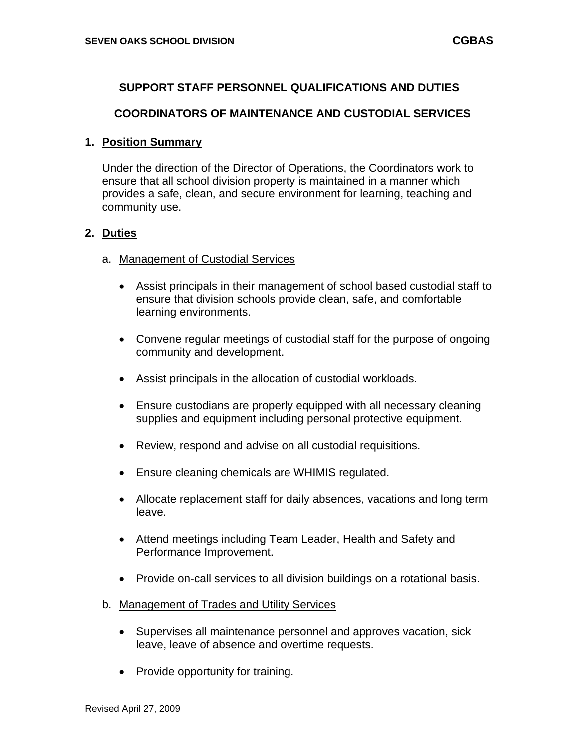# SUPPORT STAFF PERSONNEL QUALIFICATIONS AND DUTIES

## COORDINATORS OF MAINTENANCE AND CUSTODIAL SERVICES

### 1. Position Summary

Under the direction of the Director of Operations, the Coordinators work to ensure that all school division property is maintained in a manner which provides a safe, clean, and secure environment for learning, teaching and community use.

### 2. Duties

a. Management of Custodial Services

- Assist principals in their management of school based custodial staff to ensure that division schools provide clean, safe, and comfortable learning environments.
- Convene regular meetings of custodial staff for the purpose of ongoing community and development.
- Assist principals in the allocation of custodial workloads.
- Ensure custodians are properly equipped with all necessary cleaning supplies and equipment including personal protective equipment.
- Review, respond and advise on all custodial requisitions.
- Ensure cleaning chemicals are WHIMIS regulated.
- Allocate replacement staff for daily absences, vacations and long term leave.
- Attend meetings including Team Leader, Health and Safety and Performance Improvement.
- Provide on-call services to all division buildings on a rotational basis.

b. Management of Trades and Utility Services

- Supervises all maintenance personnel and approves vacation, sick leave, leave of absence and overtime requests.
- Provide opportunity for training.

Revised April 27, 2009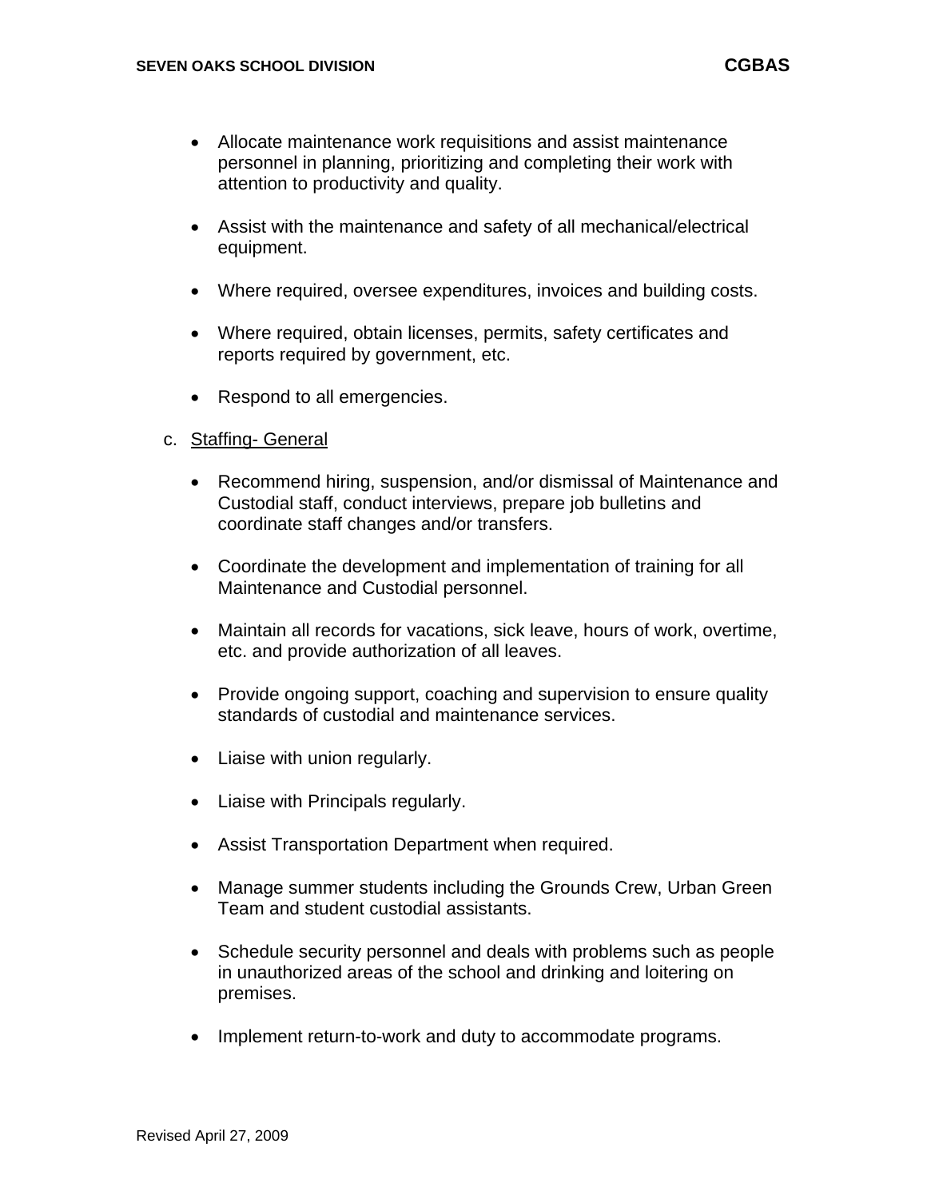- Allocate maintenance work requisitions and assist maintenance personnel in planning, prioritizing and completing their work with attention to productivity and quality.

- Assist with the maintenance and safety of all mechanical/electrical equipment.

- Where required, oversee expenditures, invoices and building costs.

- Where required, obtain licenses, permits, safety certificates and reports required by government, etc.

- Respond to all emergencies.

c. Staffing- General

- Recommend hiring, suspension, and/or dismissal of Maintenance and Custodial staff, conduct interviews, prepare job bulletins and coordinate staff changes and/or transfers.

- Coordinate the development and implementation of training for all Maintenance and Custodial personnel.

- Maintain all records for vacations, sick leave, hours of work, overtime, etc. and provide authorization of all leaves.

- Provide ongoing support, coaching and supervision to ensure quality standards of custodial and maintenance services.

- Liaise with union regularly.

- Liaise with Principals regularly.

- Assist Transportation Department when required.

- Manage summer students including the Grounds Crew, Urban Green Team and student custodial assistants.

- Schedule security personnel and deals with problems such as people in unauthorized areas of the school and drinking and loitering on premises.

- Implement return-to-work and duty to accommodate programs.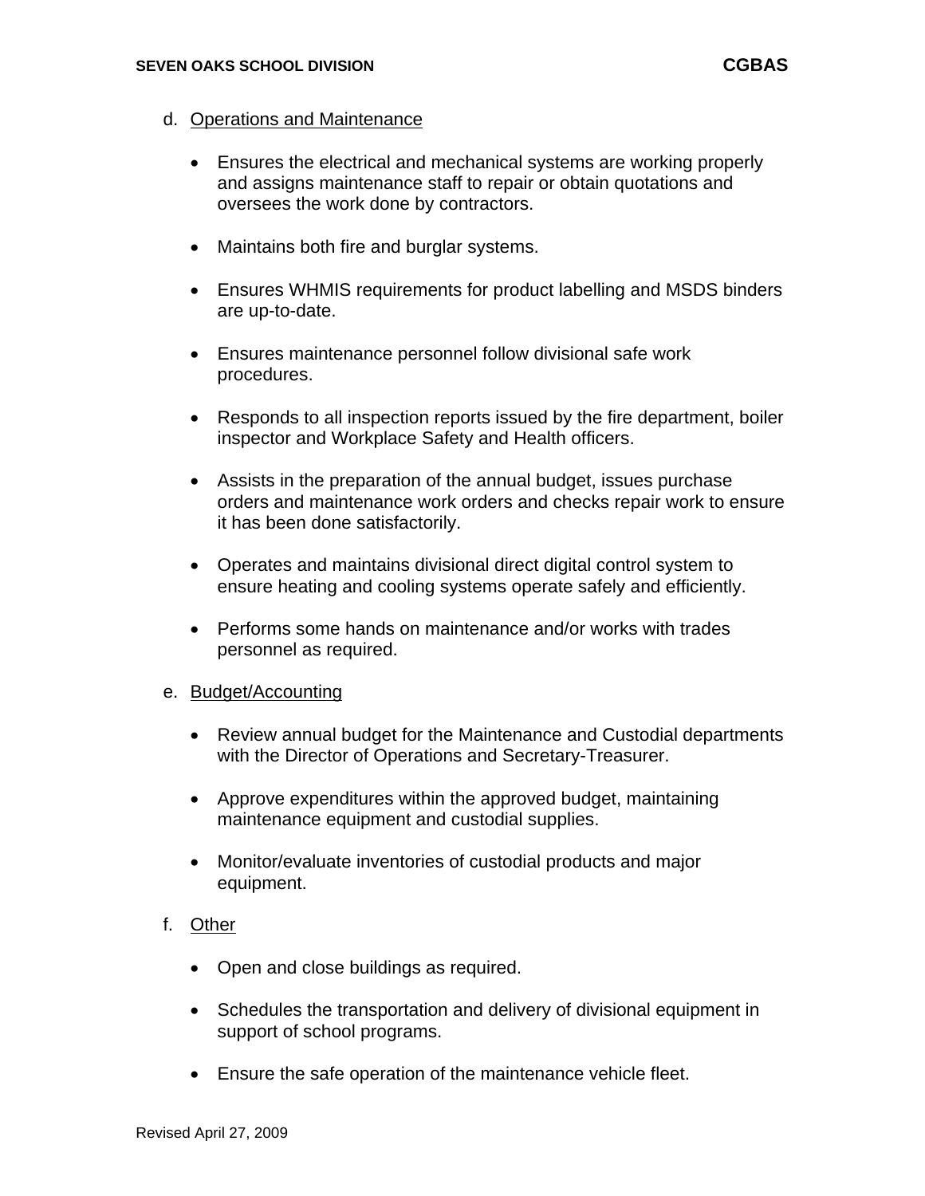d. Operations and Maintenance

- Ensures the electrical and mechanical systems are working properly and assigns maintenance staff to repair or obtain quotations and oversees the work done by contractors.
- Maintains both fire and burglar systems.
- Ensures WHMIS requirements for product labelling and MSDS binders are up-to-date.
- Ensures maintenance personnel follow divisional safe work procedures.
- Responds to all inspection reports issued by the fire department, boiler inspector and Workplace Safety and Health officers.
- Assists in the preparation of the annual budget, issues purchase orders and maintenance work orders and checks repair work to ensure it has been done satisfactorily.
- Operates and maintains divisional direct digital control system to ensure heating and cooling systems operate safely and efficiently.
- Performs some hands on maintenance and/or works with trades personnel as required.

e. Budget/Accounting

- Review annual budget for the Maintenance and Custodial departments with the Director of Operations and Secretary-Treasurer.
- Approve expenditures within the approved budget, maintaining maintenance equipment and custodial supplies.
- Monitor/evaluate inventories of custodial products and major equipment.

f. Other

- Open and close buildings as required.
- Schedules the transportation and delivery of divisional equipment in support of school programs.
- Ensure the safe operation of the maintenance vehicle fleet.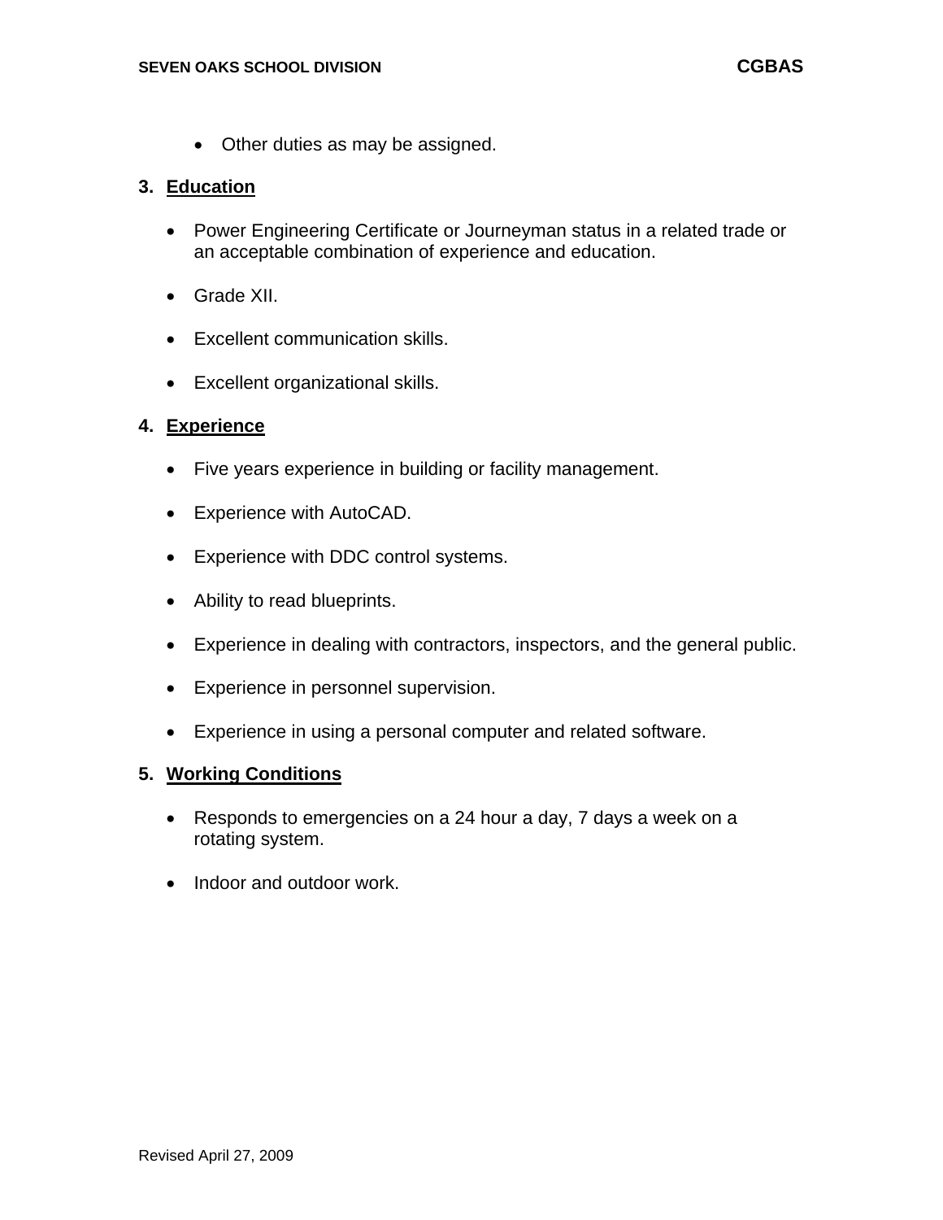- Other duties as may be assigned.

3. **Education**

- Power Engineering Certificate or Journeyman status in a related trade or an acceptable combination of experience and education.
- Grade XII.
- Excellent communication skills.
- Excellent organizational skills.

4. **Experience**

- Five years experience in building or facility management.
- Experience with AutoCAD.
- Experience with DDC control systems.
- Ability to read blueprints.
- Experience in dealing with contractors, inspectors, and the general public.
- Experience in personnel supervision.
- Experience in using a personal computer and related software.

5. **Working Conditions**

- Responds to emergencies on a 24 hour a day, 7 days a week on a rotating system.
- Indoor and outdoor work.

Revised April 27, 2009